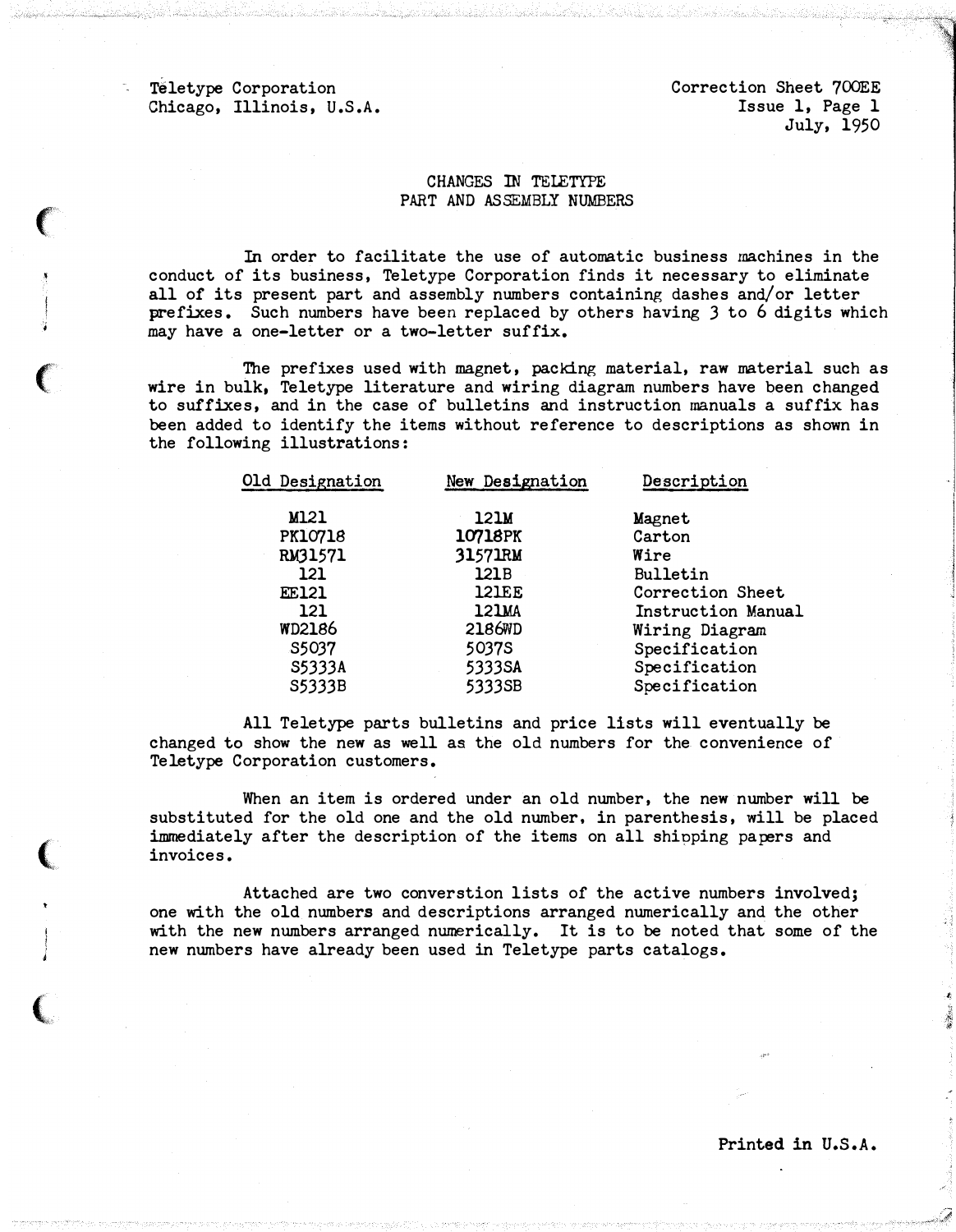Teletype Corporation
Chicago, Illinois, U.S.A.

Correction Sheet 700EE
Issue 1, Page 1
July, 1950

## CHANGES IN TELETYPE PART AND ASSEMBLY NUMBERS

In order to facilitate the use of automatic business machines in the conduct of its business, Teletype Corporation finds it necessary to eliminate all of its present part and assembly numbers containing dashes and/or letter prefixes. Such numbers have been replaced by others having 3 to 6 digits which may have a one-letter or a two-letter suffix.

The prefixes used with magnet, packing material, raw material such as wire in bulk, Teletype literature and wiring diagram numbers have been changed to suffixes, and in the case of bulletins and instruction manuals a suffix has been added to identify the items without reference to descriptions as shown in the following illustrations:

| Old Designation | New Designation | Description |
|---|---|---|
| M121 | 121M | Magnet |
| PK10718 | 10718PK | Carton |
| RM31571 | 31571RM | Wire |
| 121 | 121B | Bulletin |
| EE121 | 121EE | Correction Sheet |
| 121 | 121MA | Instruction Manual |
| WD2186 | 2186WD | Wiring Diagram |
| S5037 | 5037S | Specification |
| S5333A | 5333SA | Specification |
| S5333B | 5333SB | Specification |

All Teletype parts bulletins and price lists will eventually be changed to show the new as well as the old numbers for the convenience of Teletype Corporation customers.

When an item is ordered under an old number, the new number will be substituted for the old one and the old number, in parenthesis, will be placed immediately after the description of the items on all shipping papers and invoices.

Attached are two converstion lists of the active numbers involved; one with the old numbers and descriptions arranged numerically and the other with the new numbers arranged numerically. It is to be noted that some of the new numbers have already been used in Teletype parts catalogs.

Printed in U.S.A.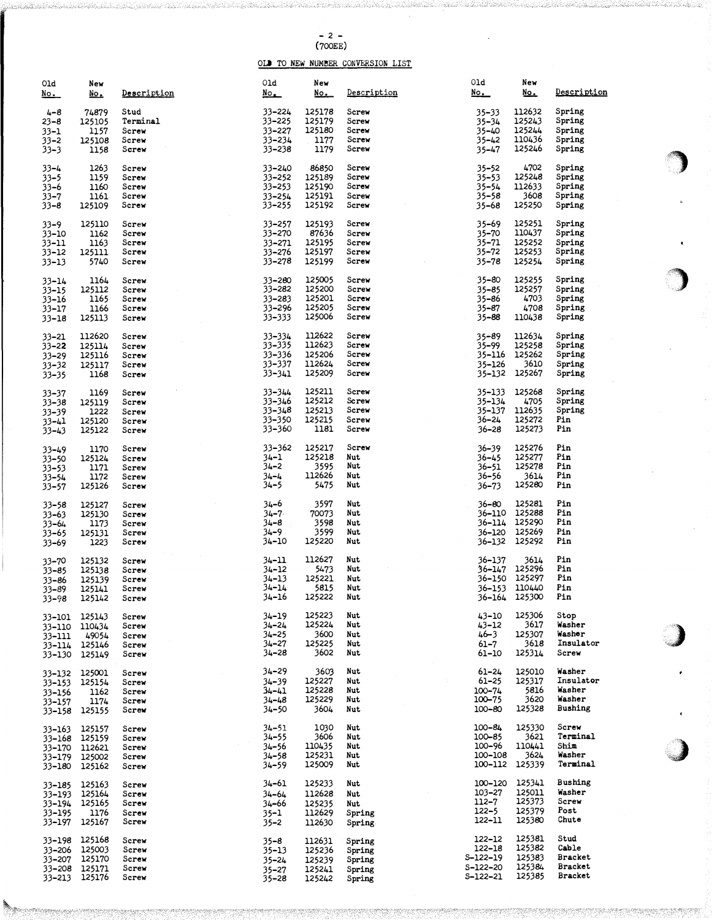(700EE)

OLD TO NEW NUMBER CONVERSION LIST

| Old No. | New No. | Description |
|---|---|---|
| 4-8 | 74879 | Stud |
| 23-8 | 125105 | Terminal |
| 33-1 | 1157 | Screw |
| 33-2 | 125108 | Screw |
| 33-3 | 1158 | Screw |
| 33-4 | 1263 | Screw |
| 33-5 | 1159 | Screw |
| 33-6 | 1160 | Screw |
| 33-7 | 1161 | Screw |
| 33-8 | 125109 | Screw |
| 33-9 | 125110 | Screw |
| 33-10 | 1162 | Screw |
| 33-11 | 1163 | Screw |
| 33-12 | 125111 | Screw |
| 33-13 | 5740 | Screw |
| 33-14 | 1164 | Screw |
| 33-15 | 125112 | Screw |
| 33-16 | 1165 | Screw |
| 33-17 | 1166 | Screw |
| 33-18 | 125113 | Screw |
| 33-21 | 112620 | Screw |
| 33-22 | 125114 | Screw |
| 33-29 | 125116 | Screw |
| 33-32 | 125117 | Screw |
| 33-35 | 1168 | Screw |
| 33-37 | 1169 | Screw |
| 33-38 | 125119 | Screw |
| 33-39 | 1222 | Screw |
| 33-41 | 125120 | Screw |
| 33-43 | 125122 | Screw |
| 33-49 | 1170 | Screw |
| 33-50 | 125124 | Screw |
| 33-53 | 1171 | Screw |
| 33-54 | 1172 | Screw |
| 33-57 | 125126 | Screw |
| 33-58 | 125127 | Screw |
| 33-63 | 125130 | Screw |
| 33-64 | 1173 | Screw |
| 33-65 | 125131 | Screw |
| 33-69 | 1223 | Screw |
| 33-70 | 125132 | Screw |
| 33-85 | 125138 | Screw |
| 33-86 | 125139 | Screw |
| 33-89 | 125141 | Screw |
| 33-98 | 125142 | Screw |
| 33-101 | 125143 | Screw |
| 33-110 | 110434 | Screw |
| 33-111 | 49054 | Screw |
| 33-114 | 125146 | Screw |
| 33-130 | 125149 | Screw |
| 33-132 | 125001 | Screw |
| 33-153 | 125154 | Screw |
| 33-156 | 1162 | Screw |
| 33-157 | 1174 | Screw |
| 33-158 | 125155 | Screw |
| 33-163 | 125157 | Screw |
| 33-168 | 125159 | Screw |
| 33-170 | 112621 | Screw |
| 33-179 | 125002 | Screw |
| 33-180 | 125162 | Screw |
| 33-185 | 125163 | Screw |
| 33-193 | 125164 | Screw |
| 33-194 | 125165 | Screw |
| 33-195 | 1176 | Screw |
| 33-197 | 125167 | Screw |
| 33-198 | 125168 | Screw |
| 33-206 | 125003 | Screw |
| 33-207 | 125170 | Screw |
| 33-208 | 125171 | Screw |
| 33-213 | 125176 | Screw |
| 33-224 | 125178 | Screw |
| 33-225 | 125179 | Screw |
| 33-227 | 125180 | Screw |
| 33-234 | 1177 | Screw |
| 33-238 | 1179 | Screw |
| 33-240 | 86850 | Screw |
| 33-252 | 125189 | Screw |
| 33-253 | 125190 | Screw |
| 33-254 | 125191 | Screw |
| 33-255 | 125192 | Screw |
| 33-257 | 125193 | Screw |
| 33-270 | 87636 | Screw |
| 33-271 | 125195 | Screw |
| 33-276 | 125197 | Screw |
| 33-278 | 125199 | Screw |
| 33-280 | 125005 | Screw |
| 33-282 | 125200 | Screw |
| 33-283 | 125201 | Screw |
| 33-296 | 125205 | Screw |
| 33-333 | 125006 | Screw |
| 33-334 | 112622 | Screw |
| 33-335 | 112623 | Screw |
| 33-336 | 125206 | Screw |
| 33-337 | 112624 | Screw |
| 33-341 | 125209 | Screw |
| 33-344 | 125211 | Screw |
| 33-346 | 125212 | Screw |
| 33-348 | 125213 | Screw |
| 33-350 | 125215 | Screw |
| 33-360 | 1181 | Screw |
| 33-362 | 125217 | Screw |
| 34-1 | 125218 | Nut |
| 34-2 | 3595 | Nut |
| 34-4 | 112626 | Nut |
| 34-5 | 5475 | Nut |
| 34-6 | 3597 | Nut |
| 34-7 | 70073 | Nut |
| 34-8 | 3598 | Nut |
| 34-9 | 3599 | Nut |
| 34-10 | 125220 | Nut |
| 34-11 | 112627 | Nut |
| 34-12 | 5473 | Nut |
| 34-13 | 125221 | Nut |
| 34-14 | 5815 | Nut |
| 34-16 | 125222 | Nut |
| 34-19 | 125223 | Nut |
| 34-24 | 125224 | Nut |
| 34-25 | 3600 | Nut |
| 34-27 | 125225 | Nut |
| 34-28 | 3602 | Nut |
| 34-29 | 3603 | Nut |
| 34-39 | 125227 | Nut |
| 34-41 | 125228 | Nut |
| 34-48 | 125229 | Nut |
| 34-50 | 3604 | Nut |
| 34-51 | 1030 | Nut |
| 34-55 | 3606 | Nut |
| 34-56 | 110435 | Nut |
| 34-58 | 125231 | Nut |
| 34-59 | 125009 | Nut |
| 34-61 | 125233 | Nut |
| 34-64 | 112628 | Nut |
| 34-66 | 125235 | Nut |
| 35-1 | 112629 | Spring |
| 35-2 | 112630 | Spring |
| 35-8 | 112631 | Spring |
| 35-13 | 125236 | Spring |
| 35-24 | 125239 | Spring |
| 35-27 | 125241 | Spring |
| 35-28 | 125242 | Spring |
| 35-33 | 112632 | Spring |
| 35-34 | 125243 | Spring |
| 35-40 | 125244 | Spring |
| 35-42 | 110436 | Spring |
| 35-47 | 125246 | Spring |
| 35-52 | 4702 | Spring |
| 35-53 | 125248 | Spring |
| 35-54 | 112633 | Spring |
| 35-58 | 3608 | Spring |
| 35-68 | 125250 | Spring |
| 35-69 | 125251 | Spring |
| 35-70 | 110437 | Spring |
| 35-71 | 125252 | Spring |
| 35-72 | 125253 | Spring |
| 35-78 | 125254 | Spring |
| 35-80 | 125255 | Spring |
| 35-85 | 125257 | Spring |
| 35-86 | 4703 | Spring |
| 35-87 | 4708 | Spring |
| 35-88 | 110438 | Spring |
| 35-89 | 112634 | Spring |
| 35-99 | 125258 | Spring |
| 35-116 | 125262 | Spring |
| 35-126 | 3610 | Spring |
| 35-132 | 125267 | Spring |
| 35-133 | 125268 | Spring |
| 35-134 | 4705 | Spring |
| 35-137 | 112635 | Spring |
| 36-24 | 125272 | Pin |
| 36-28 | 125273 | Pin |
| 36-39 | 125276 | Pin |
| 36-45 | 125277 | Pin |
| 36-51 | 125278 | Pin |
| 36-56 | 3614 | Pin |
| 36-73 | 125280 | Pin |
| 36-80 | 125281 | Pin |
| 36-110 | 125288 | Pin |
| 36-114 | 125290 | Pin |
| 36-120 | 125269 | Pin |
| 36-132 | 125292 | Pin |
| 36-137 | 3614 | Pin |
| 36-147 | 125296 | Pin |
| 36-150 | 125297 | Pin |
| 36-153 | 110440 | Pin |
| 36-164 | 125300 | Pin |
| 43-10 | 125306 | Stop |
| 43-12 | 3617 | Washer |
| 46-3 | 125307 | Washer |
| 61-7 | 3618 | Insulator |
| 61-10 | 125314 | Screw |
| 61-24 | 125010 | Washer |
| 61-25 | 125317 | Insulator |
| 100-74 | 5816 | Washer |
| 100-75 | 3620 | Washer |
| 100-80 | 125328 | Bushing |
| 100-84 | 125330 | Screw |
| 100-85 | 3621 | Terminal |
| 100-96 | 110441 | Shim |
| 100-108 | 3624 | Washer |
| 100-112 | 125339 | Terminal |
| 100-120 | 125341 | Bushing |
| 103-27 | 125011 | Washer |
| 112-7 | 125373 | Screw |
| 122-5 | 125379 | Post |
| 122-11 | 125380 | Chute |
| 122-12 | 125381 | Stud |
| 122-18 | 125382 | Cable |
| S-122-19 | 125383 | Bracket |
| S-122-20 | 125384 | Bracket |
| S-122-21 | 125385 | Bracket |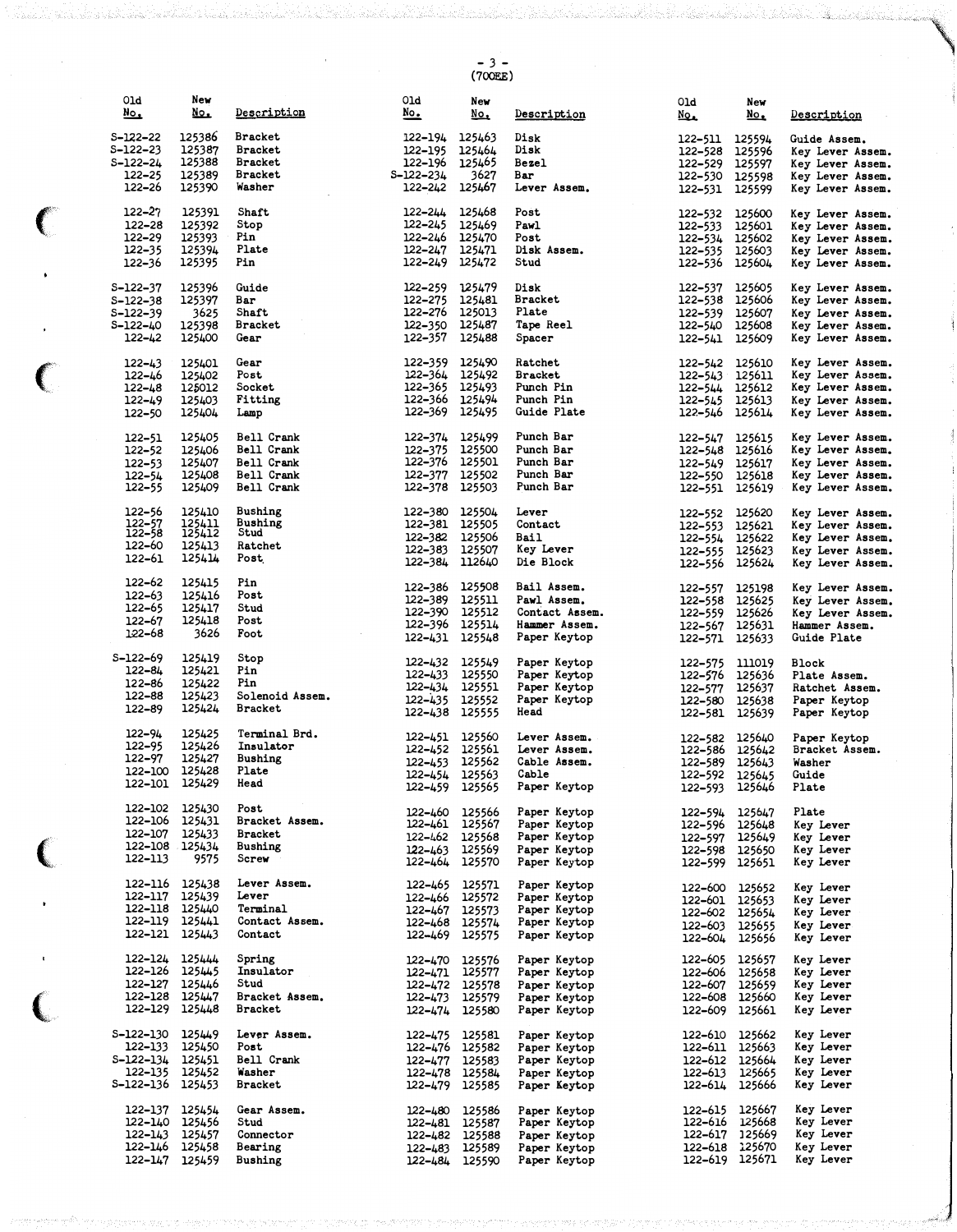(700EE)

| Old No. | New No. | Description |
|---|---|---|
| S-122-22 | 125386 | Bracket |
| S-122-23 | 125387 | Bracket |
| S-122-24 | 125388 | Bracket |
| 122-25 | 125389 | Bracket |
| 122-26 | 125390 | Washer |
| 122-27 | 125391 | Shaft |
| 122-28 | 125392 | Stop |
| 122-29 | 125393 | Pin |
| 122-35 | 125394 | Plate |
| 122-36 | 125395 | Pin |
| S-122-37 | 125396 | Guide |
| S-122-38 | 125397 | Bar |
| S-122-39 | 3625 | Shaft |
| S-122-40 | 125398 | Bracket |
| 122-42 | 125400 | Gear |
| 122-43 | 125401 | Gear |
| 122-46 | 125402 | Post |
| 122-48 | 125012 | Socket |
| 122-49 | 125403 | Fitting |
| 122-50 | 125404 | Lamp |
| 122-51 | 125405 | Bell Crank |
| 122-52 | 125406 | Bell Crank |
| 122-53 | 125407 | Bell Crank |
| 122-54 | 125408 | Bell Crank |
| 122-55 | 125409 | Bell Crank |
| 122-56 | 125410 | Bushing |
| 122-57 | 125411 | Bushing |
| 122-58 | 125412 | Stud |
| 122-60 | 125413 | Ratchet |
| 122-61 | 125414 | Post |
| 122-62 | 125415 | Pin |
| 122-63 | 125416 | Post |
| 122-65 | 125417 | Stud |
| 122-67 | 125418 | Post |
| 122-68 | 3626 | Foot |
| S-122-69 | 125419 | Stop |
| 122-84 | 125421 | Pin |
| 122-86 | 125422 | Pin |
| 122-88 | 125423 | Solenoid Assem. |
| 122-89 | 125424 | Bracket |
| 122-94 | 125425 | Terminal Brd. |
| 122-95 | 125426 | Insulator |
| 122-97 | 125427 | Bushing |
| 122-100 | 125428 | Plate |
| 122-101 | 125429 | Head |
| 122-102 | 125430 | Post |
| 122-106 | 125431 | Bracket Assem. |
| 122-107 | 125433 | Bracket |
| 122-108 | 125434 | Bushing |
| 122-113 | 9575 | Screw |
| 122-116 | 125438 | Lever Assem. |
| 122-117 | 125439 | Lever |
| 122-118 | 125440 | Terminal |
| 122-119 | 125441 | Contact Assem. |
| 122-121 | 125443 | Contact |
| 122-124 | 125444 | Spring |
| 122-126 | 125445 | Insulator |
| 122-127 | 125446 | Stud |
| 122-128 | 125447 | Bracket Assem. |
| 122-129 | 125448 | Bracket |
| S-122-130 | 125449 | Lever Assem. |
| 122-133 | 125450 | Post |
| S-122-134 | 125451 | Bell Crank |
| 122-135 | 125452 | Washer |
| S-122-136 | 125453 | Bracket |
| 122-137 | 125454 | Gear Assem. |
| 122-140 | 125456 | Stud |
| 122-143 | 125457 | Connector |
| 122-146 | 125458 | Bearing |
| 122-147 | 125459 | Bushing |
| 122-194 | 125463 | Disk |
| 122-195 | 125464 | Disk |
| 122-196 | 125465 | Bezel |
| S-122-234 | 3627 | Bar |
| 122-242 | 125467 | Lever Assem. |
| 122-244 | 125468 | Post |
| 122-245 | 125469 | Pawl |
| 122-246 | 125470 | Post |
| 122-247 | 125471 | Disk Assem. |
| 122-249 | 125472 | Stud |
| 122-259 | 125479 | Disk |
| 122-275 | 125481 | Bracket |
| 122-276 | 125013 | Plate |
| 122-350 | 125487 | Tape Reel |
| 122-357 | 125488 | Spacer |
| 122-359 | 125490 | Ratchet |
| 122-364 | 125492 | Bracket |
| 122-365 | 125493 | Punch Pin |
| 122-366 | 125494 | Punch Pin |
| 122-369 | 125495 | Guide Plate |
| 122-374 | 125499 | Punch Bar |
| 122-375 | 125500 | Punch Bar |
| 122-376 | 125501 | Punch Bar |
| 122-377 | 125502 | Punch Bar |
| 122-378 | 125503 | Punch Bar |
| 122-380 | 125504 | Lever |
| 122-381 | 125505 | Contact |
| 122-382 | 125506 | Bail |
| 122-383 | 125507 | Key Lever |
| 122-384 | 112640 | Die Block |
| 122-386 | 125508 | Bail Assem. |
| 122-389 | 125511 | Pawl Assem. |
| 122-390 | 125512 | Contact Assem. |
| 122-396 | 125514 | Hammer Assem. |
| 122-431 | 125548 | Paper Keytop |
| 122-432 | 125549 | Paper Keytop |
| 122-433 | 125550 | Paper Keytop |
| 122-434 | 125551 | Paper Keytop |
| 122-435 | 125552 | Paper Keytop |
| 122-438 | 125555 | Head |
| 122-451 | 125560 | Lever Assem. |
| 122-452 | 125561 | Lever Assem. |
| 122-453 | 125562 | Cable Assem. |
| 122-454 | 125563 | Cable |
| 122-459 | 125565 | Paper Keytop |
| 122-460 | 125566 | Paper Keytop |
| 122-461 | 125567 | Paper Keytop |
| 122-462 | 125568 | Paper Keytop |
| 122-463 | 125569 | Paper Keytop |
| 122-464 | 125570 | Paper Keytop |
| 122-465 | 125571 | Paper Keytop |
| 122-466 | 125572 | Paper Keytop |
| 122-467 | 125573 | Paper Keytop |
| 122-468 | 125574 | Paper Keytop |
| 122-469 | 125575 | Paper Keytop |
| 122-470 | 125576 | Paper Keytop |
| 122-471 | 125577 | Paper Keytop |
| 122-472 | 125578 | Paper Keytop |
| 122-473 | 125579 | Paper Keytop |
| 122-474 | 125580 | Paper Keytop |
| 122-475 | 125581 | Paper Keytop |
| 122-476 | 125582 | Paper Keytop |
| 122-477 | 125583 | Paper Keytop |
| 122-478 | 125584 | Paper Keytop |
| 122-479 | 125585 | Paper Keytop |
| 122-480 | 125586 | Paper Keytop |
| 122-481 | 125587 | Paper Keytop |
| 122-482 | 125588 | Paper Keytop |
| 122-483 | 125589 | Paper Keytop |
| 122-484 | 125590 | Paper Keytop |
| 122-511 | 125594 | Guide Assem. |
| 122-528 | 125596 | Key Lever Assem. |
| 122-529 | 125597 | Key Lever Assem. |
| 122-530 | 125598 | Key Lever Assem. |
| 122-531 | 125599 | Key Lever Assem. |
| 122-532 | 125600 | Key Lever Assem. |
| 122-533 | 125601 | Key Lever Assem. |
| 122-534 | 125602 | Key Lever Assem. |
| 122-535 | 125603 | Key Lever Assem. |
| 122-536 | 125604 | Key Lever Assem. |
| 122-537 | 125605 | Key Lever Assem. |
| 122-538 | 125606 | Key Lever Assem. |
| 122-539 | 125607 | Key Lever Assem. |
| 122-540 | 125608 | Key Lever Assem. |
| 122-541 | 125609 | Key Lever Assem. |
| 122-542 | 125610 | Key Lever Assem. |
| 122-543 | 125611 | Key Lever Assem. |
| 122-544 | 125612 | Key Lever Assem. |
| 122-545 | 125613 | Key Lever Assem. |
| 122-546 | 125614 | Key Lever Assem. |
| 122-547 | 125615 | Key Lever Assem. |
| 122-548 | 125616 | Key Lever Assem. |
| 122-549 | 125617 | Key Lever Assem. |
| 122-550 | 125618 | Key Lever Assem. |
| 122-551 | 125619 | Key Lever Assem. |
| 122-552 | 125620 | Key Lever Assem. |
| 122-553 | 125621 | Key Lever Assem. |
| 122-554 | 125622 | Key Lever Assem. |
| 122-555 | 125623 | Key Lever Assem. |
| 122-556 | 125624 | Key Lever Assem. |
| 122-557 | 125198 | Key Lever Assem. |
| 122-558 | 125625 | Key Lever Assem. |
| 122-559 | 125626 | Key Lever Assem. |
| 122-567 | 125631 | Hammer Assem. |
| 122-571 | 125633 | Guide Plate |
| 122-575 | 111019 | Block |
| 122-576 | 125636 | Plate Assem. |
| 122-577 | 125637 | Ratchet Assem. |
| 122-580 | 125638 | Paper Keytop |
| 122-581 | 125639 | Paper Keytop |
| 122-582 | 125640 | Paper Keytop |
| 122-586 | 125642 | Bracket Assem. |
| 122-589 | 125643 | Washer |
| 122-592 | 125645 | Guide |
| 122-593 | 125646 | Plate |
| 122-594 | 125647 | Plate |
| 122-596 | 125648 | Key Lever |
| 122-597 | 125649 | Key Lever |
| 122-598 | 125650 | Key Lever |
| 122-599 | 125651 | Key Lever |
| 122-600 | 125652 | Key Lever |
| 122-601 | 125653 | Key Lever |
| 122-602 | 125654 | Key Lever |
| 122-603 | 125655 | Key Lever |
| 122-604 | 125656 | Key Lever |
| 122-605 | 125657 | Key Lever |
| 122-606 | 125658 | Key Lever |
| 122-607 | 125659 | Key Lever |
| 122-608 | 125660 | Key Lever |
| 122-609 | 125661 | Key Lever |
| 122-610 | 125662 | Key Lever |
| 122-611 | 125663 | Key Lever |
| 122-612 | 125664 | Key Lever |
| 122-613 | 125665 | Key Lever |
| 122-614 | 125666 | Key Lever |
| 122-615 | 125667 | Key Lever |
| 122-616 | 125668 | Key Lever |
| 122-617 | 125669 | Key Lever |
| 122-618 | 125670 | Key Lever |
| 122-619 | 125671 | Key Lever |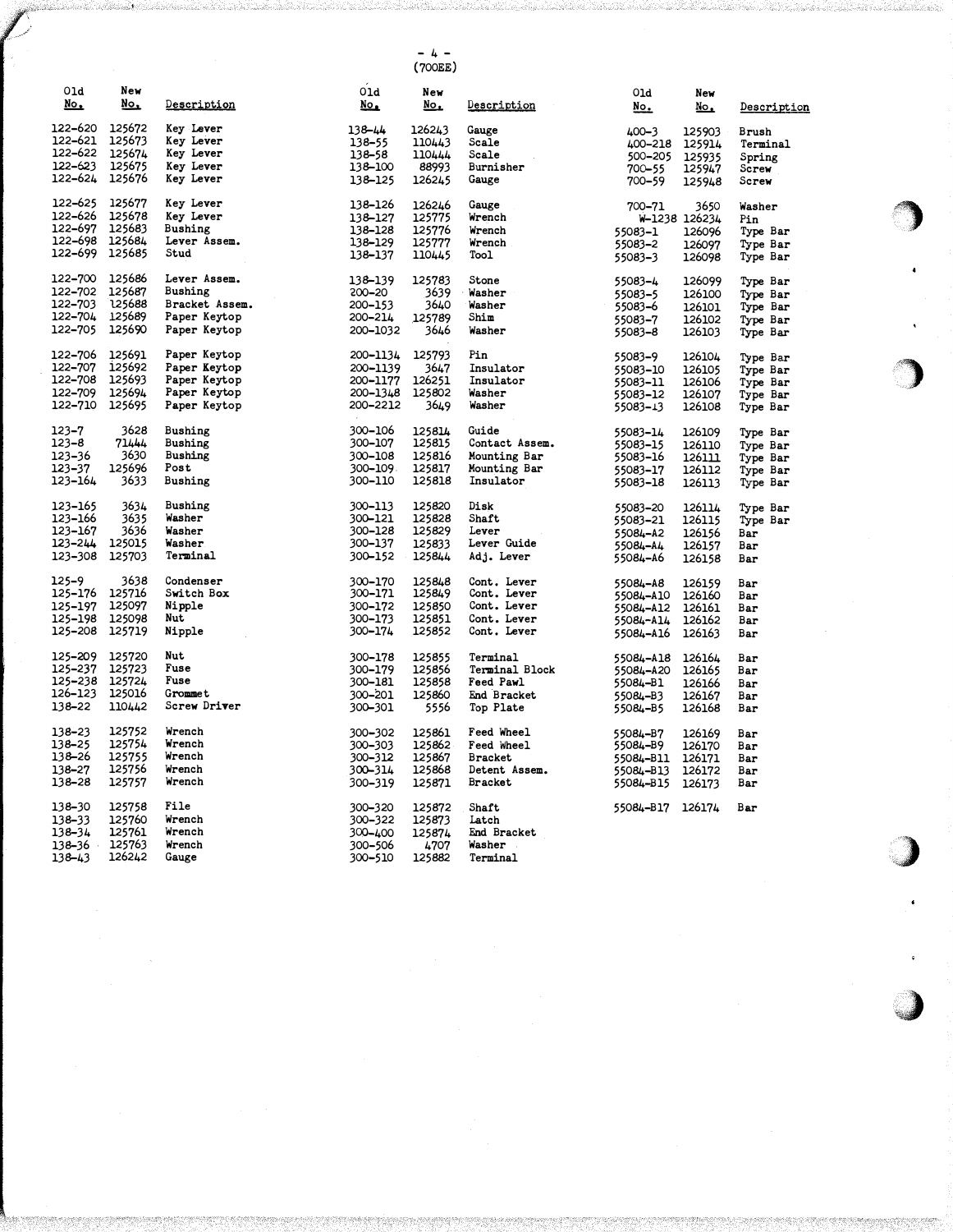(700EE)

| Old No. | New No. | Description |
|---|---|---|
| 122-620 | 125672 | Key Lever |
| 122-621 | 125673 | Key Lever |
| 122-622 | 125674 | Key Lever |
| 122-623 | 125675 | Key Lever |
| 122-624 | 125676 | Key Lever |
| 122-625 | 125677 | Key Lever |
| 122-626 | 125678 | Key Lever |
| 122-697 | 125683 | Bushing |
| 122-698 | 125684 | Lever Assem. |
| 122-699 | 125685 | Stud |
| 122-700 | 125686 | Lever Assem. |
| 122-702 | 125687 | Bushing |
| 122-703 | 125688 | Bracket Assem. |
| 122-704 | 125689 | Paper Keytop |
| 122-705 | 125690 | Paper Keytop |
| 122-706 | 125691 | Paper Keytop |
| 122-707 | 125692 | Paper Keytop |
| 122-708 | 125693 | Paper Keytop |
| 122-709 | 125694 | Paper Keytop |
| 122-710 | 125695 | Paper Keytop |
| 123-7 | 3628 | Bushing |
| 123-8 | 71444 | Bushing |
| 123-36 | 3630 | Bushing |
| 123-37 | 125696 | Post |
| 123-164 | 3633 | Bushing |
| 123-165 | 3634 | Bushing |
| 123-166 | 3635 | Washer |
| 123-167 | 3636 | Washer |
| 123-244 | 125015 | Washer |
| 123-308 | 125703 | Terminal |
| 125-9 | 3638 | Condenser |
| 125-176 | 125716 | Switch Box |
| 125-197 | 125097 | Nipple |
| 125-198 | 125098 | Nut |
| 125-208 | 125719 | Nipple |
| 125-209 | 125720 | Nut |
| 125-237 | 125723 | Fuse |
| 125-238 | 125724 | Fuse |
| 126-123 | 125016 | Grommet |
| 138-22 | 110442 | Screw Driver |
| 138-23 | 125752 | Wrench |
| 138-25 | 125754 | Wrench |
| 138-26 | 125755 | Wrench |
| 138-27 | 125756 | Wrench |
| 138-28 | 125757 | Wrench |
| 138-30 | 125758 | File |
| 138-33 | 125760 | Wrench |
| 138-34 | 125761 | Wrench |
| 138-36 | 125763 | Wrench |
| 138-43 | 126242 | Gauge |
| 138-44 | 126243 | Gauge |
| 138-55 | 110443 | Scale |
| 138-58 | 110444 | Scale |
| 138-100 | 88993 | Burnisher |
| 138-125 | 126245 | Gauge |
| 138-126 | 126246 | Gauge |
| 138-127 | 125775 | Wrench |
| 138-128 | 125776 | Wrench |
| 138-129 | 125777 | Wrench |
| 138-137 | 110445 | Tool |
| 138-139 | 125783 | Stone |
| 200-20 | 3639 | Washer |
| 200-153 | 3640 | Washer |
| 200-214 | 125789 | Shim |
| 200-1032 | 3646 | Washer |
| 200-1134 | 125793 | Pin |
| 200-1139 | 3647 | Insulator |
| 200-1177 | 126251 | Insulator |
| 200-1348 | 125802 | Washer |
| 200-2212 | 3649 | Washer |
| 300-106 | 125814 | Guide |
| 300-107 | 125815 | Contact Assem. |
| 300-108 | 125816 | Mounting Bar |
| 300-109 | 125817 | Mounting Bar |
| 300-110 | 125818 | Insulator |
| 300-113 | 125820 | Disk |
| 300-121 | 125828 | Shaft |
| 300-128 | 125829 | Lever |
| 300-137 | 125833 | Lever Guide |
| 300-152 | 125844 | Adj. Lever |
| 300-170 | 125848 | Cont. Lever |
| 300-171 | 125849 | Cont. Lever |
| 300-172 | 125850 | Cont. Lever |
| 300-173 | 125851 | Cont. Lever |
| 300-174 | 125852 | Cont. Lever |
| 300-178 | 125855 | Terminal |
| 300-179 | 125856 | Terminal Block |
| 300-181 | 125858 | Feed Pawl |
| 300-201 | 125860 | End Bracket |
| 300-301 | 5556 | Top Plate |
| 300-302 | 125861 | Feed Wheel |
| 300-303 | 125862 | Feed Wheel |
| 300-312 | 125867 | Bracket |
| 300-314 | 125868 | Detent Assem. |
| 300-319 | 125871 | Bracket |
| 300-320 | 125872 | Shaft |
| 300-322 | 125873 | Latch |
| 300-400 | 125874 | End Bracket |
| 300-506 | 4707 | Washer |
| 300-510 | 125882 | Terminal |
| 400-3 | 125903 | Brush |
| 400-218 | 125914 | Terminal |
| 500-205 | 125935 | Spring |
| 700-55 | 125947 | Screw |
| 700-59 | 125948 | Screw |
| 700-71 | 3650 | Washer |
| W-1238 | 126234 | Pin |
| 55083-1 | 126096 | Type Bar |
| 55083-2 | 126097 | Type Bar |
| 55083-3 | 126098 | Type Bar |
| 55083-4 | 126099 | Type Bar |
| 55083-5 | 126100 | Type Bar |
| 55083-6 | 126101 | Type Bar |
| 55083-7 | 126102 | Type Bar |
| 55083-8 | 126103 | Type Bar |
| 55083-9 | 126104 | Type Bar |
| 55083-10 | 126105 | Type Bar |
| 55083-11 | 126106 | Type Bar |
| 55083-12 | 126107 | Type Bar |
| 55083-13 | 126108 | Type Bar |
| 55083-14 | 126109 | Type Bar |
| 55083-15 | 126110 | Type Bar |
| 55083-16 | 126111 | Type Bar |
| 55083-17 | 126112 | Type Bar |
| 55083-18 | 126113 | Type Bar |
| 55083-20 | 126114 | Type Bar |
| 55083-21 | 126115 | Type Bar |
| 55084-A2 | 126156 | Bar |
| 55084-A4 | 126157 | Bar |
| 55084-A6 | 126158 | Bar |
| 55084-A8 | 126159 | Bar |
| 55084-A10 | 126160 | Bar |
| 55084-A12 | 126161 | Bar |
| 55084-A14 | 126162 | Bar |
| 55084-A16 | 126163 | Bar |
| 55084-A18 | 126164 | Bar |
| 55084-A20 | 126165 | Bar |
| 55084-B1 | 126166 | Bar |
| 55084-B3 | 126167 | Bar |
| 55084-B5 | 126168 | Bar |
| 55084-B7 | 126169 | Bar |
| 55084-B9 | 126170 | Bar |
| 55084-B11 | 126171 | Bar |
| 55084-B13 | 126172 | Bar |
| 55084-B15 | 126173 | Bar |
| 55084-B17 | 126174 | Bar |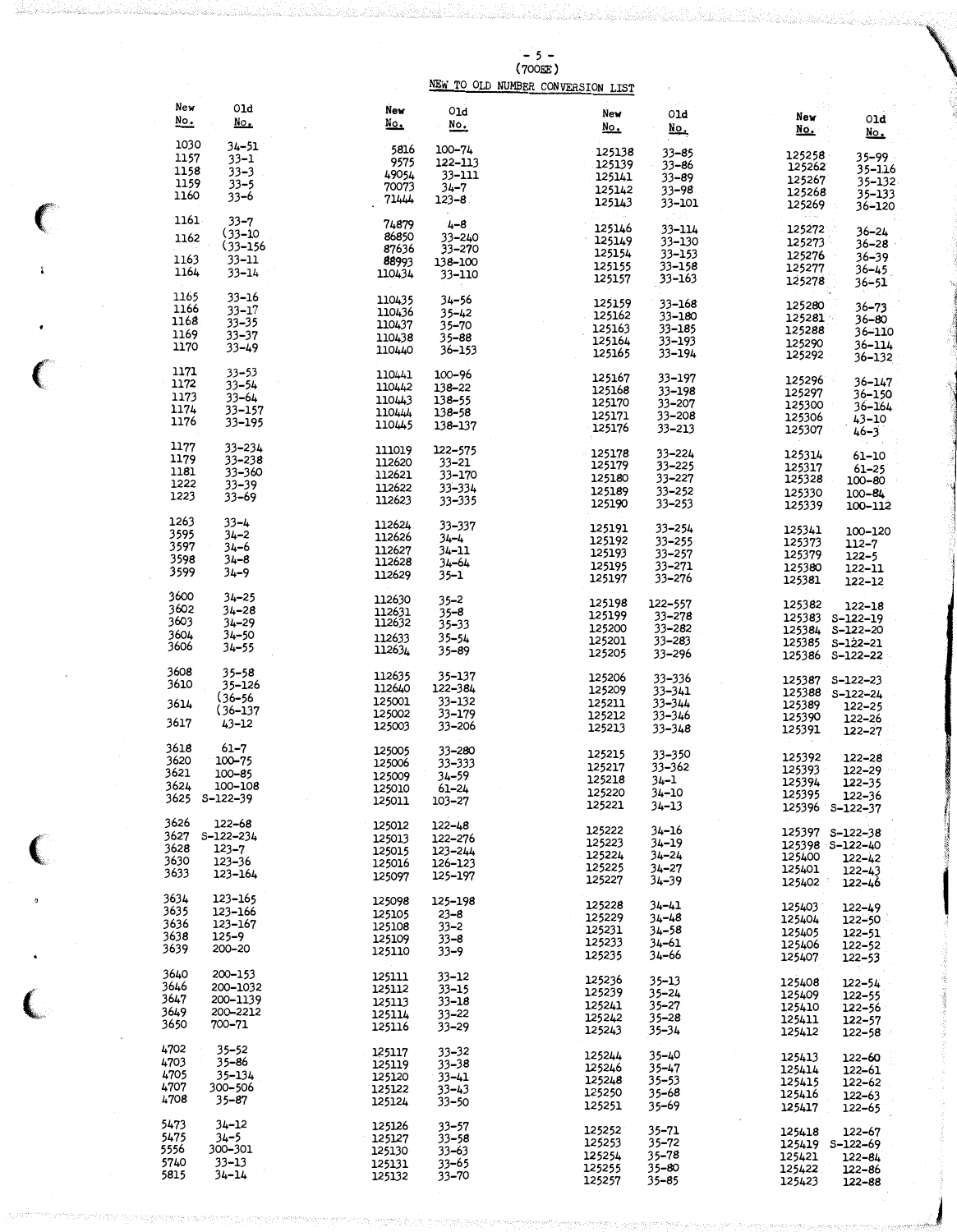(700EE)

## NEW TO OLD NUMBER CONVERSION LIST

| New No. | Old No. |
|---|---|
| 1030 | 34-51 |
| 1157 | 33-1 |
| 1158 | 33-3 |
| 1159 | 33-5 |
| 1160 | 33-6 |
| 1161 | 33-7 |
| 1162 | (33-10 (33-156 |
| 1163 | 33-11 |
| 1164 | 33-14 |
| 1165 | 33-16 |
| 1166 | 33-17 |
| 1168 | 33-35 |
| 1169 | 33-37 |
| 1170 | 33-49 |
| 1171 | 33-53 |
| 1172 | 33-54 |
| 1173 | 33-64 |
| 1174 | 33-157 |
| 1176 | 33-195 |
| 1177 | 33-234 |
| 1179 | 33-238 |
| 1181 | 33-360 |
| 1222 | 33-39 |
| 1223 | 33-69 |
| 1263 | 33-4 |
| 3595 | 34-2 |
| 3597 | 34-6 |
| 3598 | 34-8 |
| 3599 | 34-9 |
| 3600 | 34-25 |
| 3602 | 34-28 |
| 3603 | 34-29 |
| 3604 | 34-50 |
| 3606 | 34-55 |
| 3608 | 35-58 |
| 3610 | 35-126 |
| 3614 | (36-56 (36-137 |
| 3617 | 43-12 |
| 3618 | 61-7 |
| 3620 | 100-75 |
| 3621 | 100-85 |
| 3624 | 100-108 |
| 3625 | S-122-39 |
| 3626 | 122-68 |
| 3627 | S-122-234 |
| 3628 | 123-7 |
| 3630 | 123-36 |
| 3633 | 123-164 |
| 3634 | 123-165 |
| 3635 | 123-166 |
| 3636 | 123-167 |
| 3638 | 125-9 |
| 3639 | 200-20 |
| 3640 | 200-153 |
| 3646 | 200-1032 |
| 3647 | 200-1139 |
| 3649 | 200-2212 |
| 3650 | 700-71 |
| 4702 | 35-52 |
| 4703 | 35-86 |
| 4705 | 35-134 |
| 4707 | 300-506 |
| 4708 | 35-87 |
| 5473 | 34-12 |
| 5475 | 34-5 |
| 5556 | 300-301 |
| 5740 | 33-13 |
| 5815 | 34-14 |
| 5816 | 100-74 |
| 9575 | 122-113 |
| 49054 | 33-111 |
| 70073 | 34-7 |
| 71444 | 123-8 |
| 74879 | 4-8 |
| 86850 | 33-240 |
| 87636 | 33-270 |
| 88993 | 138-100 |
| 110434 | 33-110 |
| 110435 | 34-56 |
| 110436 | 35-42 |
| 110437 | 35-70 |
| 110438 | 35-88 |
| 110440 | 36-153 |
| 110441 | 100-96 |
| 110442 | 138-22 |
| 110443 | 138-55 |
| 110444 | 138-58 |
| 110445 | 138-137 |
| 111019 | 122-575 |
| 112620 | 33-21 |
| 112621 | 33-170 |
| 112622 | 33-334 |
| 112623 | 33-335 |
| 112624 | 33-337 |
| 112626 | 34-4 |
| 112627 | 34-11 |
| 112628 | 34-64 |
| 112629 | 35-1 |
| 112630 | 35-2 |
| 112631 | 35-8 |
| 112632 | 35-33 |
| 112633 | 35-54 |
| 112634 | 35-89 |
| 112635 | 35-137 |
| 112640 | 122-384 |
| 125001 | 33-132 |
| 125002 | 33-179 |
| 125003 | 33-206 |
| 125005 | 33-280 |
| 125006 | 33-333 |
| 125009 | 34-59 |
| 125010 | 61-24 |
| 125011 | 103-27 |
| 125012 | 122-48 |
| 125013 | 122-276 |
| 125015 | 123-244 |
| 125016 | 126-123 |
| 125097 | 125-197 |
| 125098 | 125-198 |
| 125105 | 23-8 |
| 125108 | 33-2 |
| 125109 | 33-8 |
| 125110 | 33-9 |
| 125111 | 33-12 |
| 125112 | 33-15 |
| 125113 | 33-18 |
| 125114 | 33-22 |
| 125116 | 33-29 |
| 125117 | 33-32 |
| 125119 | 33-38 |
| 125120 | 33-41 |
| 125122 | 33-43 |
| 125124 | 33-50 |
| 125126 | 33-57 |
| 125127 | 33-58 |
| 125130 | 33-63 |
| 125131 | 33-65 |
| 125132 | 33-70 |
| 125138 | 33-85 |
| 125139 | 33-86 |
| 125141 | 33-89 |
| 125142 | 33-98 |
| 125143 | 33-101 |
| 125146 | 33-114 |
| 125149 | 33-130 |
| 125154 | 33-153 |
| 125155 | 33-158 |
| 125157 | 33-163 |
| 125159 | 33-168 |
| 125162 | 33-180 |
| 125163 | 33-185 |
| 125164 | 33-193 |
| 125165 | 33-194 |
| 125167 | 33-197 |
| 125168 | 33-198 |
| 125170 | 33-207 |
| 125171 | 33-208 |
| 125176 | 33-213 |
| 125178 | 33-224 |
| 125179 | 33-225 |
| 125180 | 33-227 |
| 125189 | 33-252 |
| 125190 | 33-253 |
| 125191 | 33-254 |
| 125192 | 33-255 |
| 125193 | 33-257 |
| 125195 | 33-271 |
| 125197 | 33-276 |
| 125198 | 122-557 |
| 125199 | 33-278 |
| 125200 | 33-282 |
| 125201 | 33-283 |
| 125205 | 33-296 |
| 125206 | 33-336 |
| 125209 | 33-341 |
| 125211 | 33-344 |
| 125212 | 33-346 |
| 125213 | 33-348 |
| 125215 | 33-350 |
| 125217 | 33-362 |
| 125218 | 34-1 |
| 125220 | 34-10 |
| 125221 | 34-13 |
| 125222 | 34-16 |
| 125223 | 34-19 |
| 125224 | 34-24 |
| 125225 | 34-27 |
| 125227 | 34-39 |
| 125228 | 34-41 |
| 125229 | 34-48 |
| 125231 | 34-58 |
| 125233 | 34-61 |
| 125235 | 34-66 |
| 125236 | 35-13 |
| 125239 | 35-24 |
| 125241 | 35-27 |
| 125242 | 35-28 |
| 125243 | 35-34 |
| 125244 | 35-40 |
| 125246 | 35-47 |
| 125248 | 35-53 |
| 125250 | 35-68 |
| 125251 | 35-69 |
| 125252 | 35-71 |
| 125253 | 35-72 |
| 125254 | 35-78 |
| 125255 | 35-80 |
| 125257 | 35-85 |
| 125258 | 35-99 |
| 125262 | 35-116 |
| 125267 | 35-132 |
| 125268 | 35-133 |
| 125269 | 36-120 |
| 125272 | 36-24 |
| 125273 | 36-28 |
| 125276 | 36-39 |
| 125277 | 36-45 |
| 125278 | 36-51 |
| 125280 | 36-73 |
| 125281 | 36-80 |
| 125288 | 36-110 |
| 125290 | 36-114 |
| 125292 | 36-132 |
| 125296 | 36-147 |
| 125297 | 36-150 |
| 125300 | 36-164 |
| 125306 | 43-10 |
| 125307 | 46-3 |
| 125314 | 61-10 |
| 125317 | 61-25 |
| 125328 | 100-80 |
| 125330 | 100-84 |
| 125339 | 100-112 |
| 125341 | 100-120 |
| 125373 | 112-7 |
| 125379 | 122-5 |
| 125380 | 122-11 |
| 125381 | 122-12 |
| 125382 | 122-18 |
| 125383 | S-122-19 |
| 125384 | S-122-20 |
| 125385 | S-122-21 |
| 125386 | S-122-22 |
| 125387 | S-122-23 |
| 125388 | S-122-24 |
| 125389 | 122-25 |
| 125390 | 122-26 |
| 125391 | 122-27 |
| 125392 | 122-28 |
| 125393 | 122-29 |
| 125394 | 122-35 |
| 125395 | 122-36 |
| 125396 | S-122-37 |
| 125397 | S-122-38 |
| 125398 | S-122-40 |
| 125400 | 122-42 |
| 125401 | 122-43 |
| 125402 | 122-46 |
| 125403 | 122-49 |
| 125404 | 122-50 |
| 125405 | 122-51 |
| 125406 | 122-52 |
| 125407 | 122-53 |
| 125408 | 122-54 |
| 125409 | 122-55 |
| 125410 | 122-56 |
| 125411 | 122-57 |
| 125412 | 122-58 |
| 125413 | 122-60 |
| 125414 | 122-61 |
| 125415 | 122-62 |
| 125416 | 122-63 |
| 125417 | 122-65 |
| 125418 | 122-67 |
| 125419 | S-122-69 |
| 125421 | 122-84 |
| 125422 | 122-86 |
| 125423 | 122-88 |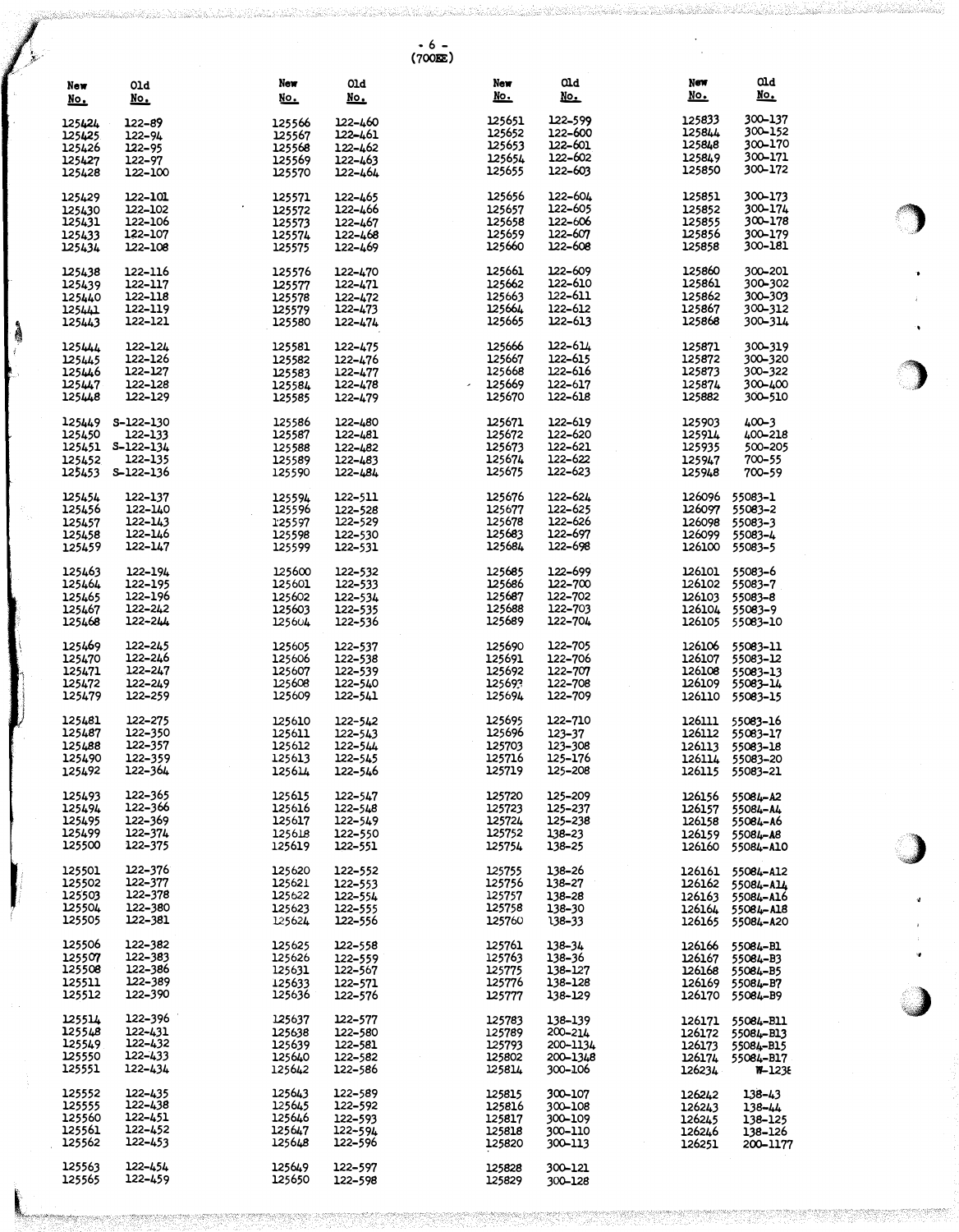(700EE)

| New No. | Old No. | New No. | Old No. | New No. | Old No. | New No. | Old No. |
|---|---|---|---|---|---|---|---|
| 125424 | 122-89 | 125566 | 122-460 | 125651 | 122-599 | 125833 | 300-137 |
| 125425 | 122-94 | 125567 | 122-461 | 125652 | 122-600 | 125844 | 300-152 |
| 125426 | 122-95 | 125568 | 122-462 | 125653 | 122-601 | 125848 | 300-170 |
| 125427 | 122-97 | 125569 | 122-463 | 125654 | 122-602 | 125849 | 300-171 |
| 125428 | 122-100 | 125570 | 122-464 | 125655 | 122-603 | 125850 | 300-172 |
| 125429 | 122-101 | 125571 | 122-465 | 125656 | 122-604 | 125851 | 300-173 |
| 125430 | 122-102 | 125572 | 122-466 | 125657 | 122-605 | 125852 | 300-174 |
| 125431 | 122-106 | 125573 | 122-467 | 125658 | 122-606 | 125855 | 300-178 |
| 125433 | 122-107 | 125574 | 122-468 | 125659 | 122-607 | 125856 | 300-179 |
| 125434 | 122-108 | 125575 | 122-469 | 125660 | 122-608 | 125858 | 300-181 |
| 125438 | 122-116 | 125576 | 122-470 | 125661 | 122-609 | 125860 | 300-201 |
| 125439 | 122-117 | 125577 | 122-471 | 125662 | 122-610 | 125861 | 300-302 |
| 125440 | 122-118 | 125578 | 122-472 | 125663 | 122-611 | 125862 | 300-303 |
| 125441 | 122-119 | 125579 | 122-473 | 125664 | 122-612 | 125867 | 300-312 |
| 125443 | 122-121 | 125580 | 122-474 | 125665 | 122-613 | 125868 | 300-314 |
| 125444 | 122-124 | 125581 | 122-475 | 125666 | 122-614 | 125871 | 300-319 |
| 125445 | 122-126 | 125582 | 122-476 | 125667 | 122-615 | 125872 | 300-320 |
| 125446 | 122-127 | 125583 | 122-477 | 125668 | 122-616 | 125873 | 300-322 |
| 125447 | 122-128 | 125584 | 122-478 | 125669 | 122-617 | 125874 | 300-400 |
| 125448 | 122-129 | 125585 | 122-479 | 125670 | 122-618 | 125882 | 300-510 |
| 125449 | S-122-130 | 125586 | 122-480 | 125671 | 122-619 | 125903 | 400-3 |
| 125450 | 122-133 | 125587 | 122-481 | 125672 | 122-620 | 125914 | 400-218 |
| 125451 | S-122-134 | 125588 | 122-482 | 125673 | 122-621 | 125935 | 500-205 |
| 125452 | 122-135 | 125589 | 122-483 | 125674 | 122-622 | 125947 | 700-55 |
| 125453 | S-122-136 | 125590 | 122-484 | 125675 | 122-623 | 125948 | 700-59 |
| 125454 | 122-137 | 125594 | 122-511 | 125676 | 122-624 | 126096 | 55083-1 |
| 125456 | 122-140 | 125596 | 122-528 | 125677 | 122-625 | 126097 | 55083-2 |
| 125457 | 122-143 | 125597 | 122-529 | 125678 | 122-626 | 126098 | 55083-3 |
| 125458 | 122-146 | 125598 | 122-530 | 125683 | 122-697 | 126099 | 55083-4 |
| 125459 | 122-147 | 125599 | 122-531 | 125684 | 122-698 | 126100 | 55083-5 |
| 125463 | 122-194 | 125600 | 122-532 | 125685 | 122-699 | 126101 | 55083-6 |
| 125464 | 122-195 | 125601 | 122-533 | 125686 | 122-700 | 126102 | 55083-7 |
| 125465 | 122-196 | 125602 | 122-534 | 125687 | 122-702 | 126103 | 55083-8 |
| 125467 | 122-242 | 125603 | 122-535 | 125688 | 122-703 | 126104 | 55083-9 |
| 125468 | 122-244 | 125604 | 122-536 | 125689 | 122-704 | 126105 | 55083-10 |
| 125469 | 122-245 | 125605 | 122-537 | 125690 | 122-705 | 126106 | 55083-11 |
| 125470 | 122-246 | 125606 | 122-538 | 125691 | 122-706 | 126107 | 55083-12 |
| 125471 | 122-247 | 125607 | 122-539 | 125692 | 122-707 | 126108 | 55083-13 |
| 125472 | 122-249 | 125608 | 122-540 | 125693 | 122-708 | 126109 | 55083-14 |
| 125479 | 122-259 | 125609 | 122-541 | 125694 | 122-709 | 126110 | 55083-15 |
| 125481 | 122-275 | 125610 | 122-542 | 125695 | 122-710 | 126111 | 55083-16 |
| 125487 | 122-350 | 125611 | 122-543 | 125696 | 123-37 | 126112 | 55083-17 |
| 125488 | 122-357 | 125612 | 122-544 | 125703 | 123-308 | 126113 | 55083-18 |
| 125490 | 122-359 | 125613 | 122-545 | 125716 | 125-176 | 126114 | 55083-20 |
| 125492 | 122-364 | 125614 | 122-546 | 125719 | 125-208 | 126115 | 55083-21 |
| 125493 | 122-365 | 125615 | 122-547 | 125720 | 125-209 | 126156 | 55084-A2 |
| 125494 | 122-366 | 125616 | 122-548 | 125723 | 125-237 | 126157 | 55084-A4 |
| 125495 | 122-369 | 125617 | 122-549 | 125724 | 125-238 | 126158 | 55084-A6 |
| 125499 | 122-374 | 125618 | 122-550 | 125752 | 138-23 | 126159 | 55084-A8 |
| 125500 | 122-375 | 125619 | 122-551 | 125754 | 138-25 | 126160 | 55084-A10 |
| 125501 | 122-376 | 125620 | 122-552 | 125755 | 138-26 | 126161 | 55084-A12 |
| 125502 | 122-377 | 125621 | 122-553 | 125756 | 138-27 | 126162 | 55084-A14 |
| 125503 | 122-378 | 125622 | 122-554 | 125757 | 138-28 | 126163 | 55084-A16 |
| 125504 | 122-380 | 125623 | 122-555 | 125758 | 138-30 | 126164 | 55084-A18 |
| 125505 | 122-381 | 125624 | 122-556 | 125760 | 138-33 | 126165 | 55084-A20 |
| 125506 | 122-382 | 125625 | 122-558 | 125761 | 138-34 | 126166 | 55084-B1 |
| 125507 | 122-383 | 125626 | 122-559 | 125763 | 138-36 | 126167 | 55084-B3 |
| 125508 | 122-386 | 125631 | 122-567 | 125775 | 138-127 | 126168 | 55084-B5 |
| 125511 | 122-389 | 125633 | 122-571 | 125776 | 138-128 | 126169 | 55084-B7 |
| 125512 | 122-390 | 125636 | 122-576 | 125777 | 138-129 | 126170 | 55084-B9 |
| 125514 | 122-396 | 125637 | 122-577 | 125783 | 138-139 | 126171 | 55084-B11 |
| 125548 | 122-431 | 125638 | 122-580 | 125789 | 200-214 | 126172 | 55084-B13 |
| 125549 | 122-432 | 125639 | 122-581 | 125793 | 200-1134 | 126173 | 55084-B15 |
| 125550 | 122-433 | 125640 | 122-582 | 125802 | 200-1348 | 126174 | 55084-B17 |
| 125551 | 122-434 | 125642 | 122-586 | 125814 | 300-106 | 126234 | W-1236 |
| 125552 | 122-435 | 125643 | 122-589 | 125815 | 300-107 | 126242 | 138-43 |
| 125555 | 122-438 | 125645 | 122-592 | 125816 | 300-108 | 126243 | 138-44 |
| 125560 | 122-451 | 125646 | 122-593 | 125817 | 300-109 | 126245 | 138-125 |
| 125561 | 122-452 | 125647 | 122-594 | 125818 | 300-110 | 126246 | 138-126 |
| 125562 | 122-453 | 125648 | 122-596 | 125820 | 300-113 | 126251 | 200-1177 |
| 125563 | 122-454 | 125649 | 122-597 | 125828 | 300-121 | | |
| 125565 | 122-459 | 125650 | 122-598 | 125829 | 300-128 | | |